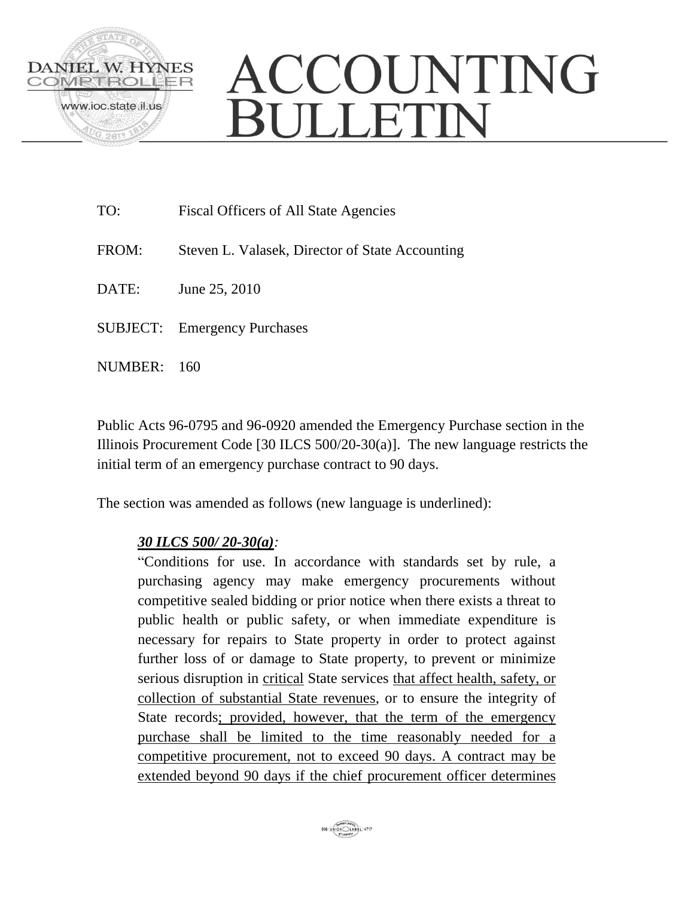DANIEL W. HYNES
COMPTROLLER
www.ioc.state.il.us

# ACCOUNTING BULLETIN

TO: Fiscal Officers of All State Agencies

FROM: Steven L. Valasek, Director of State Accounting

DATE: June 25, 2010

SUBJECT: Emergency Purchases

NUMBER: 160

Public Acts 96-0795 and 96-0920 amended the Emergency Purchase section in the Illinois Procurement Code [30 ILCS 500/20-30(a)]. The new language restricts the initial term of an emergency purchase contract to 90 days.

The section was amended as follows (new language is underlined):

> ***30 ILCS 500/ 20-30(a)**:*
>
> "Conditions for use. In accordance with standards set by rule, a purchasing agency may make emergency procurements without competitive sealed bidding or prior notice when there exists a threat to public health or public safety, or when immediate expenditure is necessary for repairs to State property in order to protect against further loss of or damage to State property, to prevent or minimize serious disruption in <u>critical</u> State services <u>that affect health, safety, or collection of substantial State revenues</u>, or to ensure the integrity of State records<u>; provided, however, that the term of the emergency purchase shall be limited to the time reasonably needed for a competitive procurement, not to exceed 90 days. A contract may be extended beyond 90 days if the chief procurement officer determines</u>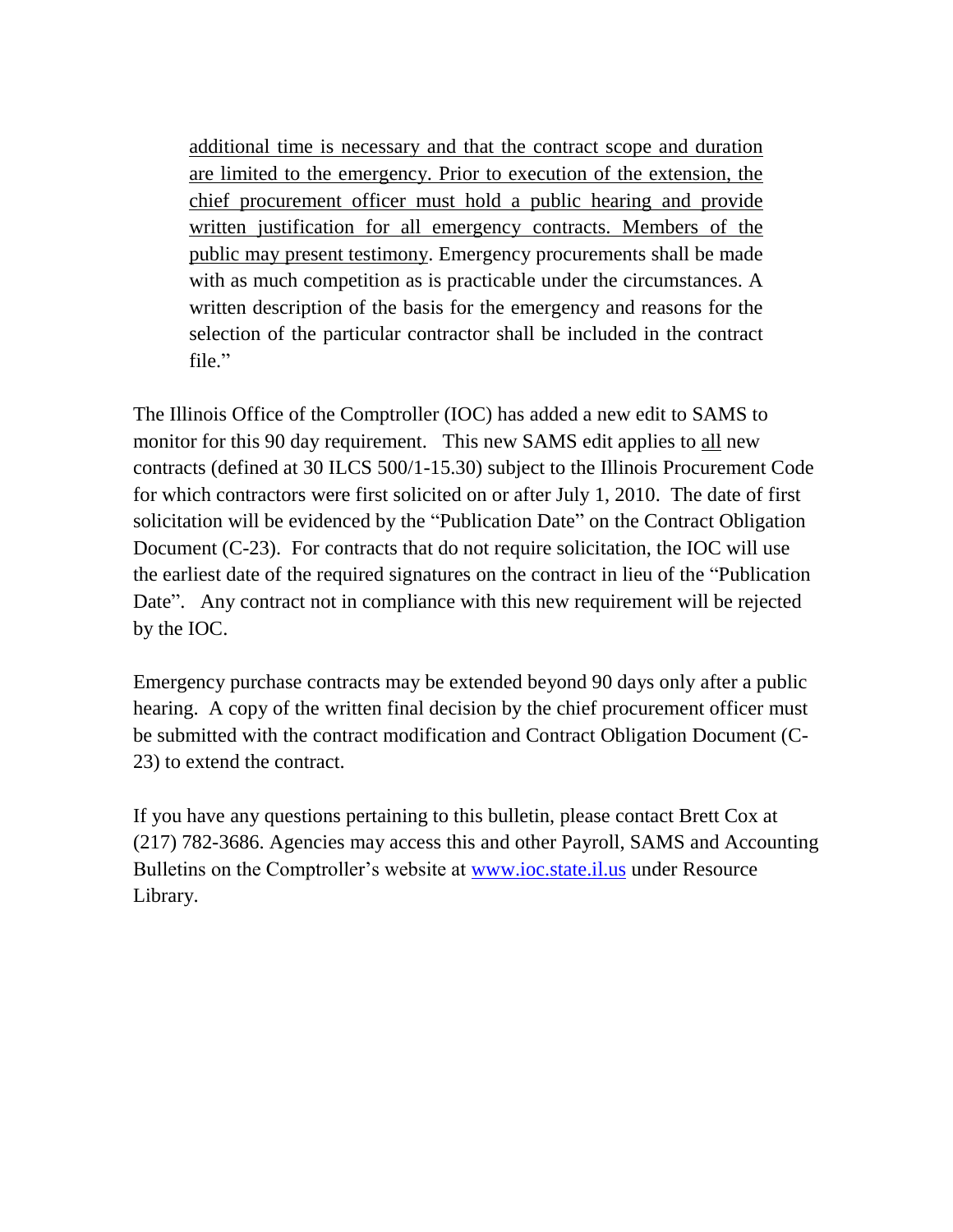> additional time is necessary and that the contract scope and duration are limited to the emergency. Prior to execution of the extension, the chief procurement officer must hold a public hearing and provide written justification for all emergency contracts. Members of the public may present testimony. Emergency procurements shall be made with as much competition as is practicable under the circumstances. A written description of the basis for the emergency and reasons for the selection of the particular contractor shall be included in the contract file."

The Illinois Office of the Comptroller (IOC) has added a new edit to SAMS to monitor for this 90 day requirement. This new SAMS edit applies to all new contracts (defined at 30 ILCS 500/1-15.30) subject to the Illinois Procurement Code for which contractors were first solicited on or after July 1, 2010. The date of first solicitation will be evidenced by the "Publication Date" on the Contract Obligation Document (C-23). For contracts that do not require solicitation, the IOC will use the earliest date of the required signatures on the contract in lieu of the "Publication Date". Any contract not in compliance with this new requirement will be rejected by the IOC.

Emergency purchase contracts may be extended beyond 90 days only after a public hearing. A copy of the written final decision by the chief procurement officer must be submitted with the contract modification and Contract Obligation Document (C-23) to extend the contract.

If you have any questions pertaining to this bulletin, please contact Brett Cox at (217) 782-3686. Agencies may access this and other Payroll, SAMS and Accounting Bulletins on the Comptroller's website at [www.ioc.state.il.us](http://www.ioc.state.il.us) under Resource Library.